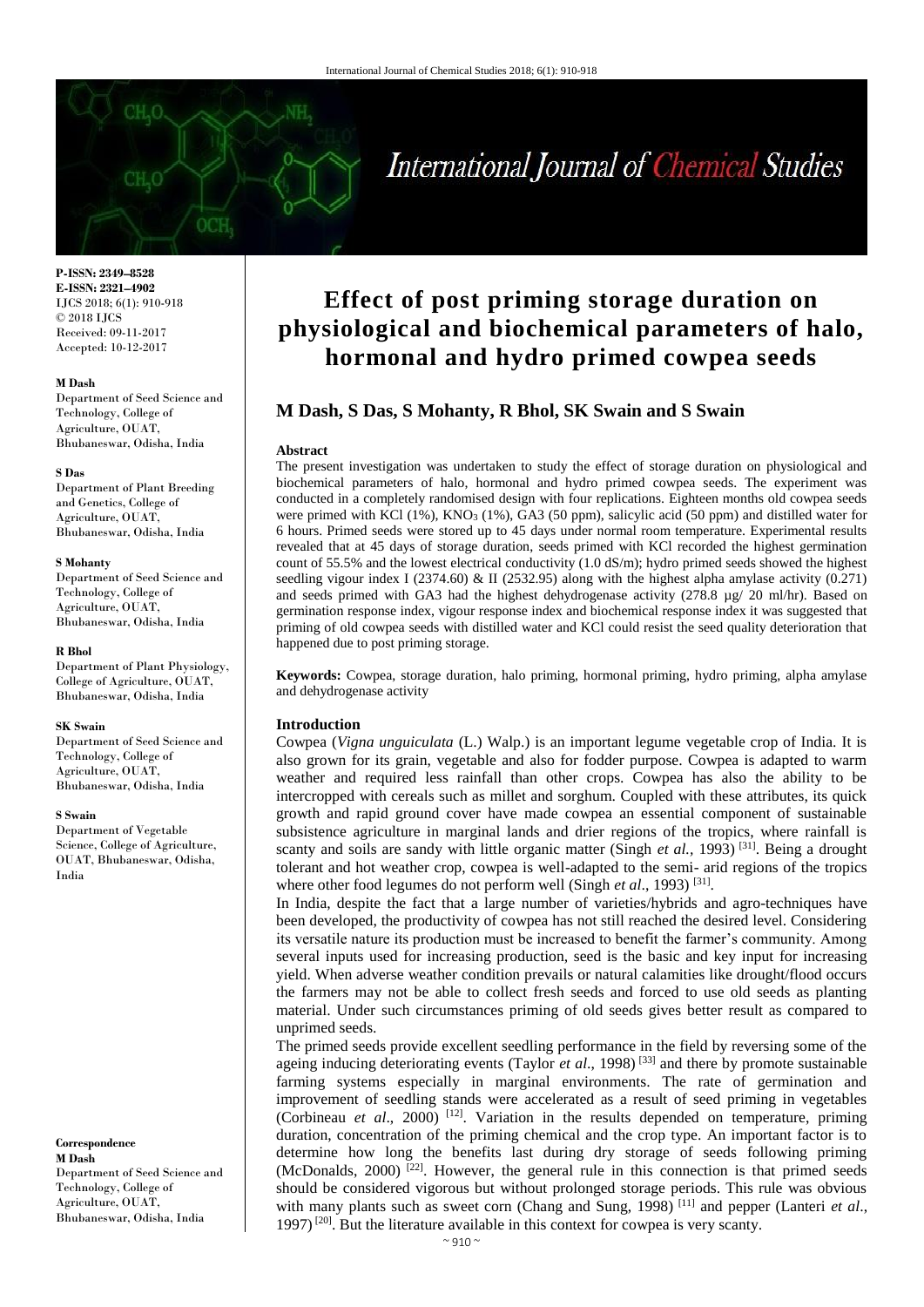P-ISSN: 2349–8528
E-ISSN: 2321–4902
IJCS 2018; 6(1): 910-918
© 2018 IJCS
Received: 09-11-2017
Accepted: 10-12-2017

**M Dash**
Department of Seed Science and Technology, College of Agriculture, OUAT, Bhubaneswar, Odisha, India

**S Das**
Department of Plant Breeding and Genetics, College of Agriculture, OUAT, Bhubaneswar, Odisha, India

**S Mohanty**
Department of Seed Science and Technology, College of Agriculture, OUAT, Bhubaneswar, Odisha, India

**R Bhol**
Department of Plant Physiology, College of Agriculture, OUAT, Bhubaneswar, Odisha, India

**SK Swain**
Department of Seed Science and Technology, College of Agriculture, OUAT, Bhubaneswar, Odisha, India

**S Swain**
Department of Vegetable Science, College of Agriculture, OUAT, Bhubaneswar, Odisha, India

**Correspondence**
**M Dash**
Department of Seed Science and Technology, College of Agriculture, OUAT, Bhubaneswar, Odisha, India

# Effect of post priming storage duration on physiological and biochemical parameters of halo, hormonal and hydro primed cowpea seeds

## M Dash, S Das, S Mohanty, R Bhol, SK Swain and S Swain

### Abstract

The present investigation was undertaken to study the effect of storage duration on physiological and biochemical parameters of halo, hormonal and hydro primed cowpea seeds. The experiment was conducted in a completely randomised design with four replications. Eighteen months old cowpea seeds were primed with KCl (1%), $KNO_3$ (1%), GA3 (50 ppm), salicylic acid (50 ppm) and distilled water for 6 hours. Primed seeds were stored up to 45 days under normal room temperature. Experimental results revealed that at 45 days of storage duration, seeds primed with KCl recorded the highest germination count of 55.5% and the lowest electrical conductivity (1.0 dS/m); hydro primed seeds showed the highest seedling vigour index I (2374.60) & II (2532.95) along with the highest alpha amylase activity (0.271) and seeds primed with GA3 had the highest dehydrogenase activity (278.8 µg/ 20 ml/hr). Based on germination response index, vigour response index and biochemical response index it was suggested that priming of old cowpea seeds with distilled water and KCl could resist the seed quality deterioration that happened due to post priming storage.

**Keywords:** Cowpea, storage duration, halo priming, hormonal priming, hydro priming, alpha amylase and dehydrogenase activity

### Introduction

Cowpea (*Vigna unguiculata* (L.) Walp.) is an important legume vegetable crop of India. It is also grown for its grain, vegetable and also for fodder purpose. Cowpea is adapted to warm weather and required less rainfall than other crops. Cowpea has also the ability to be intercropped with cereals such as millet and sorghum. Coupled with these attributes, its quick growth and rapid ground cover have made cowpea an essential component of sustainable subsistence agriculture in marginal lands and drier regions of the tropics, where rainfall is scanty and soils are sandy with little organic matter (Singh *et al.*, 1993) [31]. Being a drought tolerant and hot weather crop, cowpea is well-adapted to the semi- arid regions of the tropics where other food legumes do not perform well (Singh *et al*., 1993) [31].

In India, despite the fact that a large number of varieties/hybrids and agro-techniques have been developed, the productivity of cowpea has not still reached the desired level. Considering its versatile nature its production must be increased to benefit the farmer's community. Among several inputs used for increasing production, seed is the basic and key input for increasing yield. When adverse weather condition prevails or natural calamities like drought/flood occurs the farmers may not be able to collect fresh seeds and forced to use old seeds as planting material. Under such circumstances priming of old seeds gives better result as compared to unprimed seeds.

The primed seeds provide excellent seedling performance in the field by reversing some of the ageing inducing deteriorating events (Taylor *et al*., 1998) [33] and there by promote sustainable farming systems especially in marginal environments. The rate of germination and improvement of seedling stands were accelerated as a result of seed priming in vegetables (Corbineau *et al*., 2000) [12]. Variation in the results depended on temperature, priming duration, concentration of the priming chemical and the crop type. An important factor is to determine how long the benefits last during dry storage of seeds following priming (McDonalds, 2000) [22]. However, the general rule in this connection is that primed seeds should be considered vigorous but without prolonged storage periods. This rule was obvious with many plants such as sweet corn (Chang and Sung, 1998) [11] and pepper (Lanteri *et al*., 1997) [20]. But the literature available in this context for cowpea is very scanty.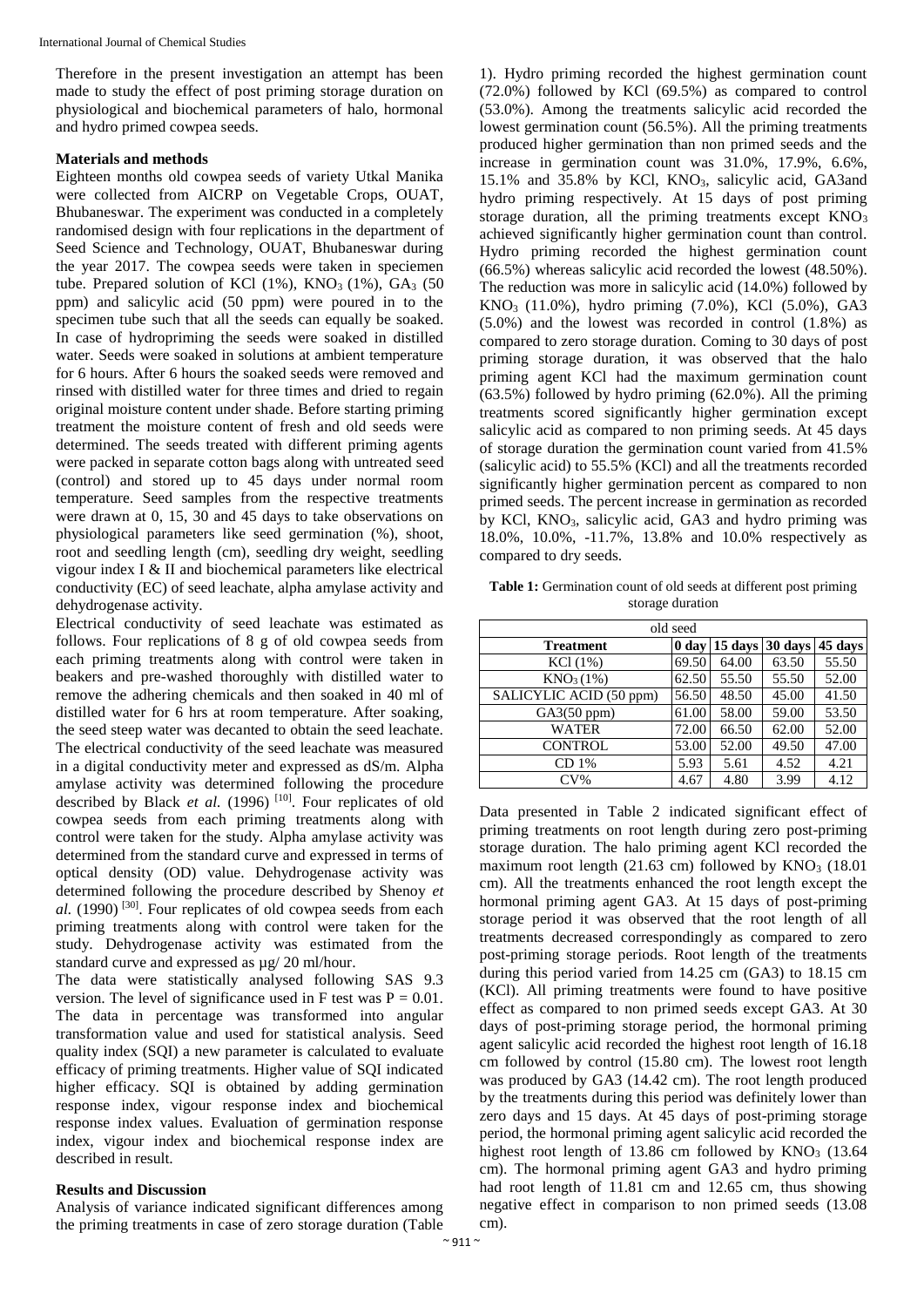Therefore in the present investigation an attempt has been made to study the effect of post priming storage duration on physiological and biochemical parameters of halo, hormonal and hydro primed cowpea seeds.

**Materials and methods**

Eighteen months old cowpea seeds of variety Utkal Manika were collected from AICRP on Vegetable Crops, OUAT, Bhubaneswar. The experiment was conducted in a completely randomised design with four replications in the department of Seed Science and Technology, OUAT, Bhubaneswar during the year 2017. The cowpea seeds were taken in speciemen tube. Prepared solution of KCl (1%), $KNO_3$ (1%), $GA_3$ (50 ppm) and salicylic acid (50 ppm) were poured in to the specimen tube such that all the seeds can equally be soaked. In case of hydropriming the seeds were soaked in distilled water. Seeds were soaked in solutions at ambient temperature for 6 hours. After 6 hours the soaked seeds were removed and rinsed with distilled water for three times and dried to regain original moisture content under shade. Before starting priming treatment the moisture content of fresh and old seeds were determined. The seeds treated with different priming agents were packed in separate cotton bags along with untreated seed (control) and stored up to 45 days under normal room temperature. Seed samples from the respective treatments were drawn at 0, 15, 30 and 45 days to take observations on physiological parameters like seed germination (%), shoot, root and seedling length (cm), seedling dry weight, seedling vigour index I & II and biochemical parameters like electrical conductivity (EC) of seed leachate, alpha amylase activity and dehydrogenase activity.

Electrical conductivity of seed leachate was estimated as follows. Four replications of 8 g of old cowpea seeds from each priming treatments along with control were taken in beakers and pre-washed thoroughly with distilled water to remove the adhering chemicals and then soaked in 40 ml of distilled water for 6 hrs at room temperature. After soaking, the seed steep water was decanted to obtain the seed leachate. The electrical conductivity of the seed leachate was measured in a digital conductivity meter and expressed as dS/m. Alpha amylase activity was determined following the procedure described by Black *et al.* (1996) [10]. Four replicates of old cowpea seeds from each priming treatments along with control were taken for the study. Alpha amylase activity was determined from the standard curve and expressed in terms of optical density (OD) value. Dehydrogenase activity was determined following the procedure described by Shenoy *et al.* (1990) [30]. Four replicates of old cowpea seeds from each priming treatments along with control were taken for the study. Dehydrogenase activity was estimated from the standard curve and expressed as µg/ 20 ml/hour.

The data were statistically analysed following SAS 9.3 version. The level of significance used in F test was $P = 0.01$. The data in percentage was transformed into angular transformation value and used for statistical analysis. Seed quality index (SQI) a new parameter is calculated to evaluate efficacy of priming treatments. Higher value of SQI indicated higher efficacy. SQI is obtained by adding germination response index, vigour response index and biochemical response index values. Evaluation of germination response index, vigour index and biochemical response index are described in result.

**Results and Discussion**

Analysis of variance indicated significant differences among the priming treatments in case of zero storage duration (Table 1). Hydro priming recorded the highest germination count (72.0%) followed by KCl (69.5%) as compared to control (53.0%). Among the treatments salicylic acid recorded the lowest germination count (56.5%). All the priming treatments produced higher germination than non primed seeds and the increase in germination count was 31.0%, 17.9%, 6.6%, 15.1% and 35.8% by KCl, $KNO_3$, salicylic acid, GA3and hydro priming respectively. At 15 days of post priming storage duration, all the priming treatments except $KNO_3$ achieved significantly higher germination count than control. Hydro priming recorded the highest germination count (66.5%) whereas salicylic acid recorded the lowest (48.50%). The reduction was more in salicylic acid (14.0%) followed by $KNO_3$ (11.0%), hydro priming (7.0%), KCl (5.0%), GA3 (5.0%) and the lowest was recorded in control (1.8%) as compared to zero storage duration. Coming to 30 days of post priming storage duration, it was observed that the halo priming agent KCl had the maximum germination count (63.5%) followed by hydro priming (62.0%). All the priming treatments scored significantly higher germination except salicylic acid as compared to non priming seeds. At 45 days of storage duration the germination count varied from 41.5% (salicylic acid) to 55.5% (KCl) and all the treatments recorded significantly higher germination percent as compared to non primed seeds. The percent increase in germination as recorded by KCl, $KNO_3$, salicylic acid, GA3 and hydro priming was 18.0%, 10.0%, -11.7%, 13.8% and 10.0% respectively as compared to dry seeds.

**Table 1:** Germination count of old seeds at different post priming storage duration

| old seed | | | | |
|---|---|---|---|---|
| **Treatment** | **0 day** | **15 days** | **30 days** | **45 days** |
| KCl (1%) | 69.50 | 64.00 | 63.50 | 55.50 |
| $KNO_3$ (1%) | 62.50 | 55.50 | 55.50 | 52.00 |
| SALICYLIC ACID (50 ppm) | 56.50 | 48.50 | 45.00 | 41.50 |
| GA3(50 ppm) | 61.00 | 58.00 | 59.00 | 53.50 |
| WATER | 72.00 | 66.50 | 62.00 | 52.00 |
| CONTROL | 53.00 | 52.00 | 49.50 | 47.00 |
| CD 1% | 5.93 | 5.61 | 4.52 | 4.21 |
| CV% | 4.67 | 4.80 | 3.99 | 4.12 |

Data presented in Table 2 indicated significant effect of priming treatments on root length during zero post-priming storage duration. The halo priming agent KCl recorded the maximum root length (21.63 cm) followed by $KNO_3$ (18.01 cm). All the treatments enhanced the root length except the hormonal priming agent GA3. At 15 days of post-priming storage period it was observed that the root length of all treatments decreased correspondingly as compared to zero post-priming storage periods. Root length of the treatments during this period varied from 14.25 cm (GA3) to 18.15 cm (KCl). All priming treatments were found to have positive effect as compared to non primed seeds except GA3. At 30 days of post-priming storage period, the hormonal priming agent salicylic acid recorded the highest root length of 16.18 cm followed by control (15.80 cm). The lowest root length was produced by GA3 (14.42 cm). The root length produced by the treatments during this period was definitely lower than zero days and 15 days. At 45 days of post-priming storage period, the hormonal priming agent salicylic acid recorded the highest root length of 13.86 cm followed by $KNO_3$ (13.64 cm). The hormonal priming agent GA3 and hydro priming had root length of 11.81 cm and 12.65 cm, thus showing negative effect in comparison to non primed seeds (13.08 cm).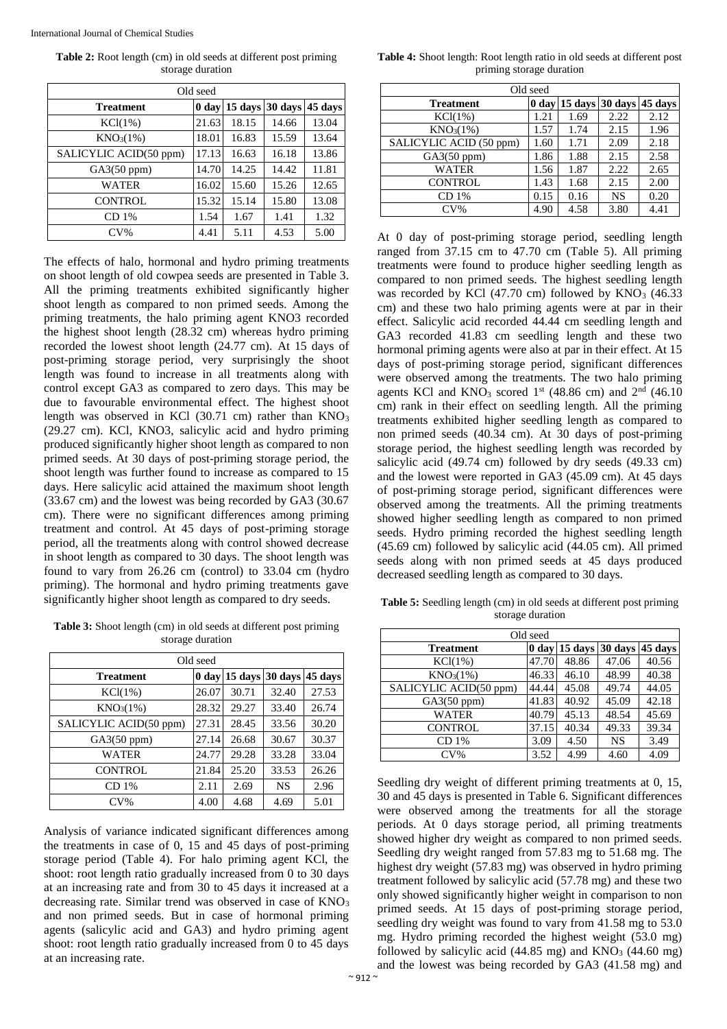**Table 2:** Root length (cm) in old seeds at different post priming storage duration

| Old seed | | | | |
|---|---|---|---|---|
| **Treatment** | **0 day** | **15 days** | **30 days** | **45 days** |
| KCl(1%) | 21.63 | 18.15 | 14.66 | 13.04 |
| $KNO_3$(1%) | 18.01 | 16.83 | 15.59 | 13.64 |
| SALICYLIC ACID(50 ppm) | 17.13 | 16.63 | 16.18 | 13.86 |
| GA3(50 ppm) | 14.70 | 14.25 | 14.42 | 11.81 |
| WATER | 16.02 | 15.60 | 15.26 | 12.65 |
| CONTROL | 15.32 | 15.14 | 15.80 | 13.08 |
| CD 1% | 1.54 | 1.67 | 1.41 | 1.32 |
| CV% | 4.41 | 5.11 | 4.53 | 5.00 |

The effects of halo, hormonal and hydro priming treatments on shoot length of old cowpea seeds are presented in Table 3. All the priming treatments exhibited significantly higher shoot length as compared to non primed seeds. Among the priming treatments, the halo priming agent KNO3 recorded the highest shoot length (28.32 cm) whereas hydro priming recorded the lowest shoot length (24.77 cm). At 15 days of post-priming storage period, very surprisingly the shoot length was found to increase in all treatments along with control except GA3 as compared to zero days. This may be due to favourable environmental effect. The highest shoot length was observed in KCl (30.71 cm) rather than $KNO_3$ (29.27 cm). KCl, KNO3, salicylic acid and hydro priming produced significantly higher shoot length as compared to non primed seeds. At 30 days of post-priming storage period, the shoot length was further found to increase as compared to 15 days. Here salicylic acid attained the maximum shoot length (33.67 cm) and the lowest was being recorded by GA3 (30.67 cm). There were no significant differences among priming treatment and control. At 45 days of post-priming storage period, all the treatments along with control showed decrease in shoot length as compared to 30 days. The shoot length was found to vary from 26.26 cm (control) to 33.04 cm (hydro priming). The hormonal and hydro priming treatments gave significantly higher shoot length as compared to dry seeds.

**Table 3:** Shoot length (cm) in old seeds at different post priming storage duration

| Old seed | | | | |
|---|---|---|---|---|
| **Treatment** | **0 day** | **15 days** | **30 days** | **45 days** |
| KCl(1%) | 26.07 | 30.71 | 32.40 | 27.53 |
| $KNO_3$(1%) | 28.32 | 29.27 | 33.40 | 26.74 |
| SALICYLIC ACID(50 ppm) | 27.31 | 28.45 | 33.56 | 30.20 |
| GA3(50 ppm) | 27.14 | 26.68 | 30.67 | 30.37 |
| WATER | 24.77 | 29.28 | 33.28 | 33.04 |
| CONTROL | 21.84 | 25.20 | 33.53 | 26.26 |
| CD 1% | 2.11 | 2.69 | NS | 2.96 |
| CV% | 4.00 | 4.68 | 4.69 | 5.01 |

Analysis of variance indicated significant differences among the treatments in case of 0, 15 and 45 days of post-priming storage period (Table 4). For halo priming agent KCl, the shoot: root length ratio gradually increased from 0 to 30 days at an increasing rate and from 30 to 45 days it increased at a decreasing rate. Similar trend was observed in case of $KNO_3$ and non primed seeds. But in case of hormonal priming agents (salicylic acid and GA3) and hydro priming agent shoot: root length ratio gradually increased from 0 to 45 days at an increasing rate.

**Table 4:** Shoot length: Root length ratio in old seeds at different post priming storage duration

| Old seed | | | | |
|---|---|---|---|---|
| **Treatment** | **0 day** | **15 days** | **30 days** | **45 days** |
| KCl(1%) | 1.21 | 1.69 | 2.22 | 2.12 |
| $KNO_3$(1%) | 1.57 | 1.74 | 2.15 | 1.96 |
| SALICYLIC ACID (50 ppm) | 1.60 | 1.71 | 2.09 | 2.18 |
| GA3(50 ppm) | 1.86 | 1.88 | 2.15 | 2.58 |
| WATER | 1.56 | 1.87 | 2.22 | 2.65 |
| CONTROL | 1.43 | 1.68 | 2.15 | 2.00 |
| CD 1% | 0.15 | 0.16 | NS | 0.20 |
| CV% | 4.90 | 4.58 | 3.80 | 4.41 |

At 0 day of post-priming storage period, seedling length ranged from 37.15 cm to 47.70 cm (Table 5). All priming treatments were found to produce higher seedling length as compared to non primed seeds. The highest seedling length was recorded by KCl (47.70 cm) followed by $KNO_3$ (46.33 cm) and these two halo priming agents were at par in their effect. Salicylic acid recorded 44.44 cm seedling length and GA3 recorded 41.83 cm seedling length and these two hormonal priming agents were also at par in their effect. At 15 days of post-priming storage period, significant differences were observed among the treatments. The two halo priming agents KCl and $KNO_3$ scored 1st (48.86 cm) and 2nd (46.10 cm) rank in their effect on seedling length. All the priming treatments exhibited higher seedling length as compared to non primed seeds (40.34 cm). At 30 days of post-priming storage period, the highest seedling length was recorded by salicylic acid (49.74 cm) followed by dry seeds (49.33 cm) and the lowest were reported in GA3 (45.09 cm). At 45 days of post-priming storage period, significant differences were observed among the treatments. All the priming treatments showed higher seedling length as compared to non primed seeds. Hydro priming recorded the highest seedling length (45.69 cm) followed by salicylic acid (44.05 cm). All primed seeds along with non primed seeds at 45 days produced decreased seedling length as compared to 30 days.

**Table 5:** Seedling length (cm) in old seeds at different post priming storage duration

| Old seed | | | | |
|---|---|---|---|---|
| **Treatment** | **0 day** | **15 days** | **30 days** | **45 days** |
| KCl(1%) | 47.70 | 48.86 | 47.06 | 40.56 |
| $KNO_3$(1%) | 46.33 | 46.10 | 48.99 | 40.38 |
| SALICYLIC ACID(50 ppm) | 44.44 | 45.08 | 49.74 | 44.05 |
| GA3(50 ppm) | 41.83 | 40.92 | 45.09 | 42.18 |
| WATER | 40.79 | 45.13 | 48.54 | 45.69 |
| CONTROL | 37.15 | 40.34 | 49.33 | 39.34 |
| CD 1% | 3.09 | 4.50 | NS | 3.49 |
| CV% | 3.52 | 4.99 | 4.60 | 4.09 |

Seedling dry weight of different priming treatments at 0, 15, 30 and 45 days is presented in Table 6. Significant differences were observed among the treatments for all the storage periods. At 0 days storage period, all priming treatments showed higher dry weight as compared to non primed seeds. Seedling dry weight ranged from 57.83 mg to 51.68 mg. The highest dry weight (57.83 mg) was observed in hydro priming treatment followed by salicylic acid (57.78 mg) and these two only showed significantly higher weight in comparison to non primed seeds. At 15 days of post-priming storage period, seedling dry weight was found to vary from 41.58 mg to 53.0 mg. Hydro priming recorded the highest weight (53.0 mg) followed by salicylic acid (44.85 mg) and $KNO_3$ (44.60 mg) and the lowest was being recorded by GA3 (41.58 mg) and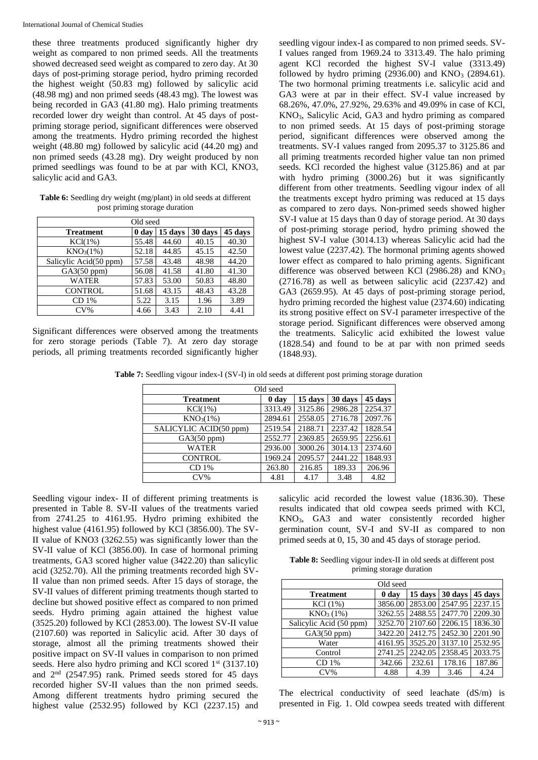these three treatments produced significantly higher dry weight as compared to non primed seeds. All the treatments showed decreased seed weight as compared to zero day. At 30 days of post-priming storage period, hydro priming recorded the highest weight (50.83 mg) followed by salicylic acid (48.98 mg) and non primed seeds (48.43 mg). The lowest was being recorded in GA3 (41.80 mg). Halo priming treatments recorded lower dry weight than control. At 45 days of post-priming storage period, significant differences were observed among the treatments. Hydro priming recorded the highest weight (48.80 mg) followed by salicylic acid (44.20 mg) and non primed seeds (43.28 mg). Dry weight produced by non primed seedlings was found to be at par with KCl, KNO3, salicylic acid and GA3.

**Table 6:** Seedling dry weight (mg/plant) in old seeds at different post priming storage duration

| Old seed | | | | |
|---|---|---|---|---|
| **Treatment** | **0 day** | **15 days** | **30 days** | **45 days** |
| KCl(1%) | 55.48 | 44.60 | 40.15 | 40.30 |
| $KNO_3$(1%) | 52.18 | 44.85 | 45.15 | 42.50 |
| Salicylic Acid(50 ppm) | 57.58 | 43.48 | 48.98 | 44.20 |
| GA3(50 ppm) | 56.08 | 41.58 | 41.80 | 41.30 |
| WATER | 57.83 | 53.00 | 50.83 | 48.80 |
| CONTROL | 51.68 | 43.15 | 48.43 | 43.28 |
| CD 1% | 5.22 | 3.15 | 1.96 | 3.89 |
| CV% | 4.66 | 3.43 | 2.10 | 4.41 |

Significant differences were observed among the treatments for zero storage periods (Table 7). At zero day storage periods, all priming treatments recorded significantly higher seedling vigour index-I as compared to non primed seeds. SV-I values ranged from 1969.24 to 3313.49. The halo priming agent KCl recorded the highest SV-I value (3313.49) followed by hydro priming (2936.00) and $KNO_3$ (2894.61). The two hormonal priming treatments i.e. salicylic acid and GA3 were at par in their effect. SV-I value increased by 68.26%, 47.0%, 27.92%, 29.63% and 49.09% in case of KCl, $KNO_3$, Salicylic Acid, GA3 and hydro priming as compared to non primed seeds. At 15 days of post-priming storage period, significant differences were observed among the treatments. SV-I values ranged from 2095.37 to 3125.86 and all priming treatments recorded higher value tan non primed seeds. KCl recorded the highest value (3125.86) and at par with hydro priming (3000.26) but it was significantly different from other treatments. Seedling vigour index of all the treatments except hydro priming was reduced at 15 days as compared to zero days. Non-primed seeds showed higher SV-I value at 15 days than 0 day of storage period. At 30 days of post-priming storage period, hydro priming showed the highest SV-I value (3014.13) whereas Salicylic acid had the lowest value (2237.42). The hormonal priming agents showed lower effect as compared to halo priming agents. Significant difference was observed between KCl (2986.28) and $KNO_3$ (2716.78) as well as between salicylic acid (2237.42) and GA3 (2659.95). At 45 days of post-priming storage period, hydro priming recorded the highest value (2374.60) indicating its strong positive effect on SV-I parameter irrespective of the storage period. Significant differences were observed among the treatments. Salicylic acid exhibited the lowest value (1828.54) and found to be at par with non primed seeds (1848.93).

**Table 7:** Seedling vigour index-I (SV-I) in old seeds at different post priming storage duration

| Old seed | | | | |
|---|---|---|---|---|
| **Treatment** | **0 day** | **15 days** | **30 days** | **45 days** |
| KCl(1%) | 3313.49 | 3125.86 | 2986.28 | 2254.37 |
| $KNO_3$(1%) | 2894.61 | 2558.05 | 2716.78 | 2097.76 |
| SALICYLIC ACID(50 ppm) | 2519.54 | 2188.71 | 2237.42 | 1828.54 |
| GA3(50 ppm) | 2552.77 | 2369.85 | 2659.95 | 2256.61 |
| WATER | 2936.00 | 3000.26 | 3014.13 | 2374.60 |
| CONTROL | 1969.24 | 2095.57 | 2441.22 | 1848.93 |
| CD 1% | 263.80 | 216.85 | 189.33 | 206.96 |
| CV% | 4.81 | 4.17 | 3.48 | 4.82 |

Seedling vigour index- II of different priming treatments is presented in Table 8. SV-II values of the treatments varied from 2741.25 to 4161.95. Hydro priming exhibited the highest value (4161.95) followed by KCl (3856.00). The SV-II value of KNO3 (3262.55) was significantly lower than the SV-II value of KCl (3856.00). In case of hormonal priming treatments, GA3 scored higher value (3422.20) than salicylic acid (3252.70). All the priming treatments recorded high SV-II value than non primed seeds. After 15 days of storage, the SV-II values of different priming treatments though started to decline but showed positive effect as compared to non primed seeds. Hydro priming again attained the highest value (3525.20) followed by KCl (2853.00). The lowest SV-II value (2107.60) was reported in Salicylic acid. After 30 days of storage, almost all the priming treatments showed their positive impact on SV-II values in comparison to non primed seeds. Here also hydro priming and KCl scored 1st (3137.10) and 2nd (2547.95) rank. Primed seeds stored for 45 days recorded higher SV-II values than the non primed seeds. Among different treatments hydro priming secured the highest value (2532.95) followed by KCl (2237.15) and salicylic acid recorded the lowest value (1836.30). These results indicated that old cowpea seeds primed with KCl, $KNO_3$, GA3 and water consistently recorded higher germination count, SV-I and SV-II as compared to non primed seeds at 0, 15, 30 and 45 days of storage period.

**Table 8:** Seedling vigour index-II in old seeds at different post priming storage duration

| Old seed | | | | |
|---|---|---|---|---|
| **Treatment** | **0 day** | **15 days** | **30 days** | **45 days** |
| KCl (1%) | 3856.00 | 2853.00 | 2547.95 | 2237.15 |
| $KNO_3$ (1%) | 3262.55 | 2488.55 | 2477.70 | 2209.30 |
| Salicylic Acid (50 ppm) | 3252.70 | 2107.60 | 2206.15 | 1836.30 |
| GA3(50 ppm) | 3422.20 | 2412.75 | 2452.30 | 2201.90 |
| Water | 4161.95 | 3525.20 | 3137.10 | 2532.95 |
| Control | 2741.25 | 2242.05 | 2358.45 | 2033.75 |
| CD 1% | 342.66 | 232.61 | 178.16 | 187.86 |
| CV% | 4.88 | 4.39 | 3.46 | 4.24 |

The electrical conductivity of seed leachate (dS/m) is presented in Fig. 1. Old cowpea seeds treated with different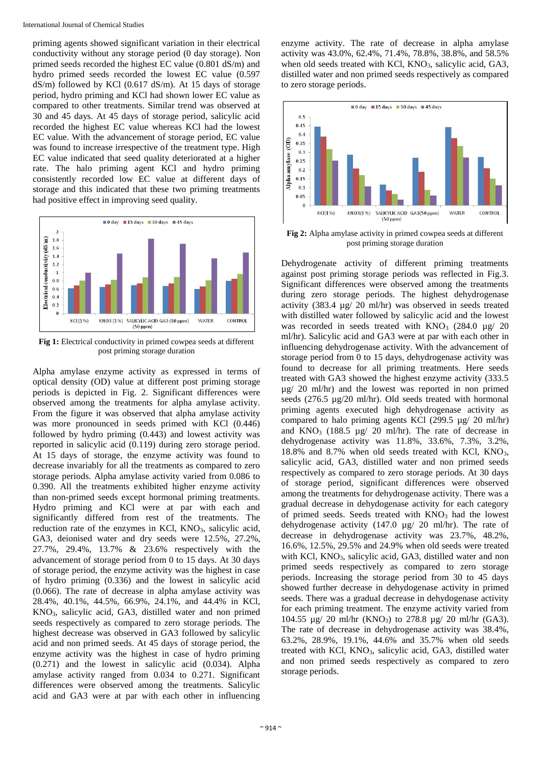priming agents showed significant variation in their electrical conductivity without any storage period (0 day storage). Non primed seeds recorded the highest EC value (0.801 dS/m) and hydro primed seeds recorded the lowest EC value (0.597 dS/m) followed by KCl (0.617 dS/m). At 15 days of storage period, hydro priming and KCl had shown lower EC value as compared to other treatments. Similar trend was observed at 30 and 45 days. At 45 days of storage period, salicylic acid recorded the highest EC value whereas KCl had the lowest EC value. With the advancement of storage period, EC value was found to increase irrespective of the treatment type. High EC value indicated that seed quality deteriorated at a higher rate. The halo priming agent KCl and hydro priming consistently recorded low EC value at different days of storage and this indicated that these two priming treatments had positive effect in improving seed quality.

**Fig 1:** Electrical conductivity in primed cowpea seeds at different post priming storage duration

Alpha amylase enzyme activity as expressed in terms of optical density (OD) value at different post priming storage periods is depicted in Fig. 2. Significant differences were observed among the treatments for alpha amylase activity. From the figure it was observed that alpha amylase activity was more pronounced in seeds primed with KCl (0.446) followed by hydro priming (0.443) and lowest activity was reported in salicylic acid (0.119) during zero storage period. At 15 days of storage, the enzyme activity was found to decrease invariably for all the treatments as compared to zero storage periods. Alpha amylase activity varied from 0.086 to 0.390. All the treatments exhibited higher enzyme activity than non-primed seeds except hormonal priming treatments. Hydro priming and KCl were at par with each and significantly differed from rest of the treatments. The reduction rate of the enzymes in KCl, $KNO_3$, salicylic acid, GA3, deionised water and dry seeds were 12.5%, 27.2%, 27.7%, 29.4%, 13.7% & 23.6% respectively with the advancement of storage period from 0 to 15 days. At 30 days of storage period, the enzyme activity was the highest in case of hydro priming (0.336) and the lowest in salicylic acid (0.066). The rate of decrease in alpha amylase activity was 28.4%, 40.1%, 44.5%, 66.9%, 24.1%, and 44.4% in KCl, $KNO_3$, salicylic acid, GA3, distilled water and non primed seeds respectively as compared to zero storage periods. The highest decrease was observed in GA3 followed by salicylic acid and non primed seeds. At 45 days of storage period, the enzyme activity was the highest in case of hydro priming (0.271) and the lowest in salicylic acid (0.034). Alpha amylase activity ranged from 0.034 to 0.271. Significant differences were observed among the treatments. Salicylic acid and GA3 were at par with each other in influencing enzyme activity. The rate of decrease in alpha amylase activity was 43.0%, 62.4%, 71.4%, 78.8%, 38.8%, and 58.5% when old seeds treated with KCl, $KNO_3$, salicylic acid, GA3, distilled water and non primed seeds respectively as compared to zero storage periods.

**Fig 2:** Alpha amylase activity in primed cowpea seeds at different post priming storage duration

Dehydrogenate activity of different priming treatments against post priming storage periods was reflected in Fig.3. Significant differences were observed among the treatments during zero storage periods. The highest dehydrogenase activity (383.4 µg/ 20 ml/hr) was observed in seeds treated with distilled water followed by salicylic acid and the lowest was recorded in seeds treated with $KNO_3$ (284.0 µg/ 20 ml/hr). Salicylic acid and GA3 were at par with each other in influencing dehydrogenase activity. With the advancement of storage period from 0 to 15 days, dehydrogenase activity was found to decrease for all priming treatments. Here seeds treated with GA3 showed the highest enzyme activity (333.5 µg/ 20 ml/hr) and the lowest was reported in non primed seeds (276.5 µg/20 ml/hr). Old seeds treated with hormonal priming agents executed high dehydrogenase activity as compared to halo priming agents KCl (299.5 µg/ 20 ml/hr) and $KNO_3$ (188.5 µg/ 20 ml/hr). The rate of decrease in dehydrogenase activity was 11.8%, 33.6%, 7.3%, 3.2%, 18.8% and 8.7% when old seeds treated with KCl, $KNO_3$, salicylic acid, GA3, distilled water and non primed seeds respectively as compared to zero storage periods. At 30 days of storage period, significant differences were observed among the treatments for dehydrogenase activity. There was a gradual decrease in dehydogenase activity for each category of primed seeds. Seeds treated with $KNO_3$ had the lowest dehydrogenase activity (147.0 µg/ 20 ml/hr). The rate of decrease in dehydrogenase activity was 23.7%, 48.2%, 16.6%, 12.5%, 29.5% and 24.9% when old seeds were treated with KCl, $KNO_3$, salicylic acid, GA3, distilled water and non primed seeds respectively as compared to zero storage periods. Increasing the storage period from 30 to 45 days showed further decrease in dehydogenase activity in primed seeds. There was a gradual decrease in dehydogenase activity for each priming treatment. The enzyme activity varied from 104.55 µg/ 20 ml/hr ($KNO_3$) to 278.8 µg/ 20 ml/hr (GA3). The rate of decrease in dehydrogenase activity was 38.4%, 63.2%, 28.9%, 19.1%, 44.6% and 35.7% when old seeds treated with KCl, $KNO_3$, salicylic acid, GA3, distilled water and non primed seeds respectively as compared to zero storage periods.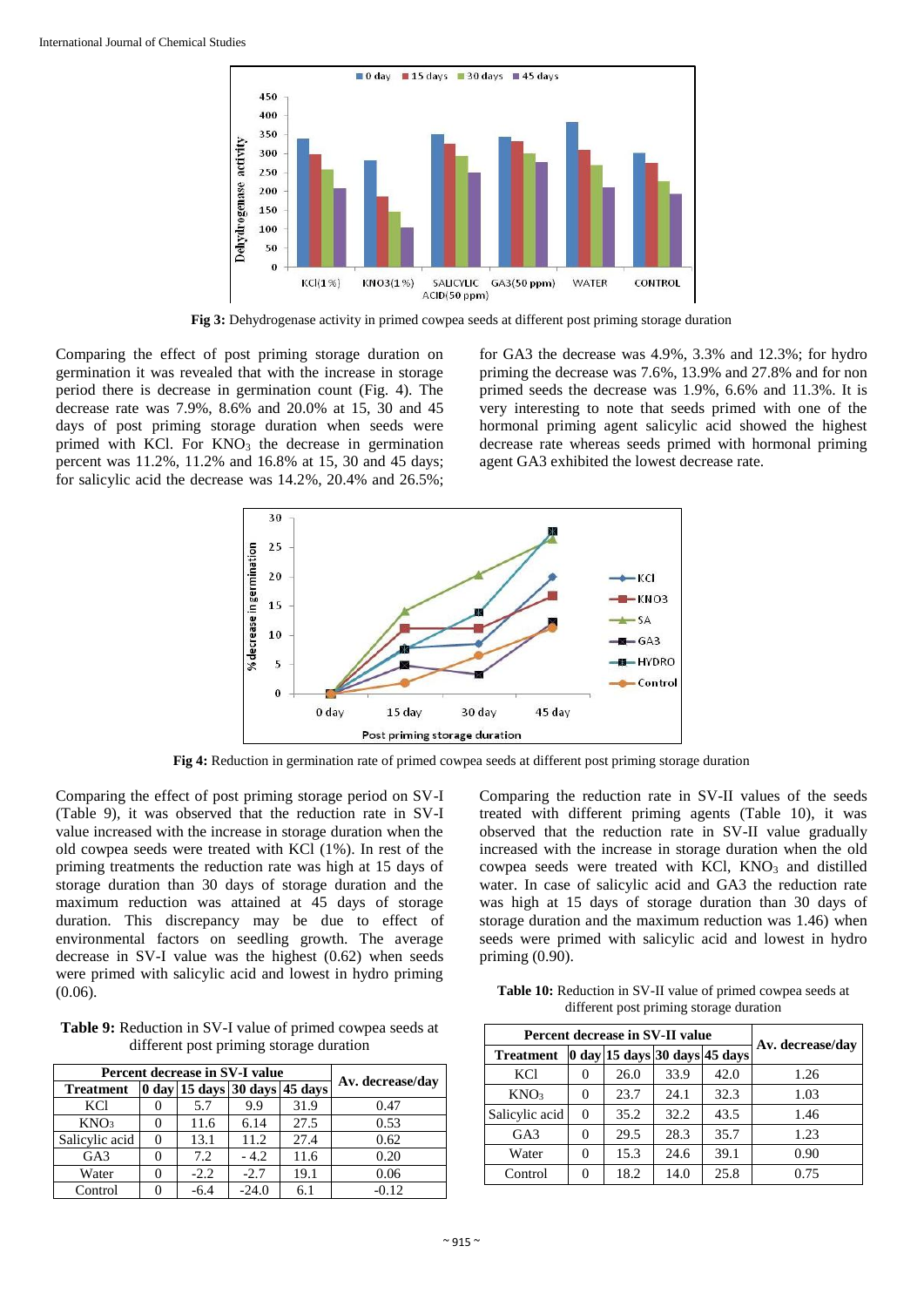**Fig 3:** Dehydrogenase activity in primed cowpea seeds at different post priming storage duration

Comparing the effect of post priming storage duration on germination it was revealed that with the increase in storage period there is decrease in germination count (Fig. 4). The decrease rate was 7.9%, 8.6% and 20.0% at 15, 30 and 45 days of post priming storage duration when seeds were primed with KCl. For $KNO_3$ the decrease in germination percent was 11.2%, 11.2% and 16.8% at 15, 30 and 45 days; for salicylic acid the decrease was 14.2%, 20.4% and 26.5%; for GA3 the decrease was 4.9%, 3.3% and 12.3%; for hydro priming the decrease was 7.6%, 13.9% and 27.8% and for non primed seeds the decrease was 1.9%, 6.6% and 11.3%. It is very interesting to note that seeds primed with one of the hormonal priming agent salicylic acid showed the highest decrease rate whereas seeds primed with hormonal priming agent GA3 exhibited the lowest decrease rate.

**Fig 4:** Reduction in germination rate of primed cowpea seeds at different post priming storage duration

Comparing the effect of post priming storage period on SV-I (Table 9), it was observed that the reduction rate in SV-I value increased with the increase in storage duration when the old cowpea seeds were treated with KCl (1%). In rest of the priming treatments the reduction rate was high at 15 days of storage duration than 30 days of storage duration and the maximum reduction was attained at 45 days of storage duration. This discrepancy may be due to effect of environmental factors on seedling growth. The average decrease in SV-I value was the highest (0.62) when seeds were primed with salicylic acid and lowest in hydro priming (0.06).

**Table 9:** Reduction in SV-I value of primed cowpea seeds at different post priming storage duration

| Percent decrease in SV-I value | | | | | Av. decrease/day |
|---|---|---|---|---|---|
| Treatment | 0 day | 15 days | 30 days | 45 days | |
| KCl | 0 | 5.7 | 9.9 | 31.9 | 0.47 |
| $KNO_3$ | 0 | 11.6 | 6.14 | 27.5 | 0.53 |
| Salicylic acid | 0 | 13.1 | 11.2 | 27.4 | 0.62 |
| GA3 | 0 | 7.2 | - 4.2 | 11.6 | 0.20 |
| Water | 0 | -2.2 | -2.7 | 19.1 | 0.06 |
| Control | 0 | -6.4 | -24.0 | 6.1 | -0.12 |

Comparing the reduction rate in SV-II values of the seeds treated with different priming agents (Table 10), it was observed that the reduction rate in SV-II value gradually increased with the increase in storage duration when the old cowpea seeds were treated with KCl, $KNO_3$ and distilled water. In case of salicylic acid and GA3 the reduction rate was high at 15 days of storage duration than 30 days of storage duration and the maximum reduction was 1.46) when seeds were primed with salicylic acid and lowest in hydro priming (0.90).

**Table 10:** Reduction in SV-II value of primed cowpea seeds at different post priming storage duration

| Percent decrease in SV-II value | | | | | Av. decrease/day |
|---|---|---|---|---|---|
| Treatment | 0 day | 15 days | 30 days | 45 days | |
| KCl | 0 | 26.0 | 33.9 | 42.0 | 1.26 |
| $KNO_3$ | 0 | 23.7 | 24.1 | 32.3 | 1.03 |
| Salicylic acid | 0 | 35.2 | 32.2 | 43.5 | 1.46 |
| GA3 | 0 | 29.5 | 28.3 | 35.7 | 1.23 |
| Water | 0 | 15.3 | 24.6 | 39.1 | 0.90 |
| Control | 0 | 18.2 | 14.0 | 25.8 | 0.75 |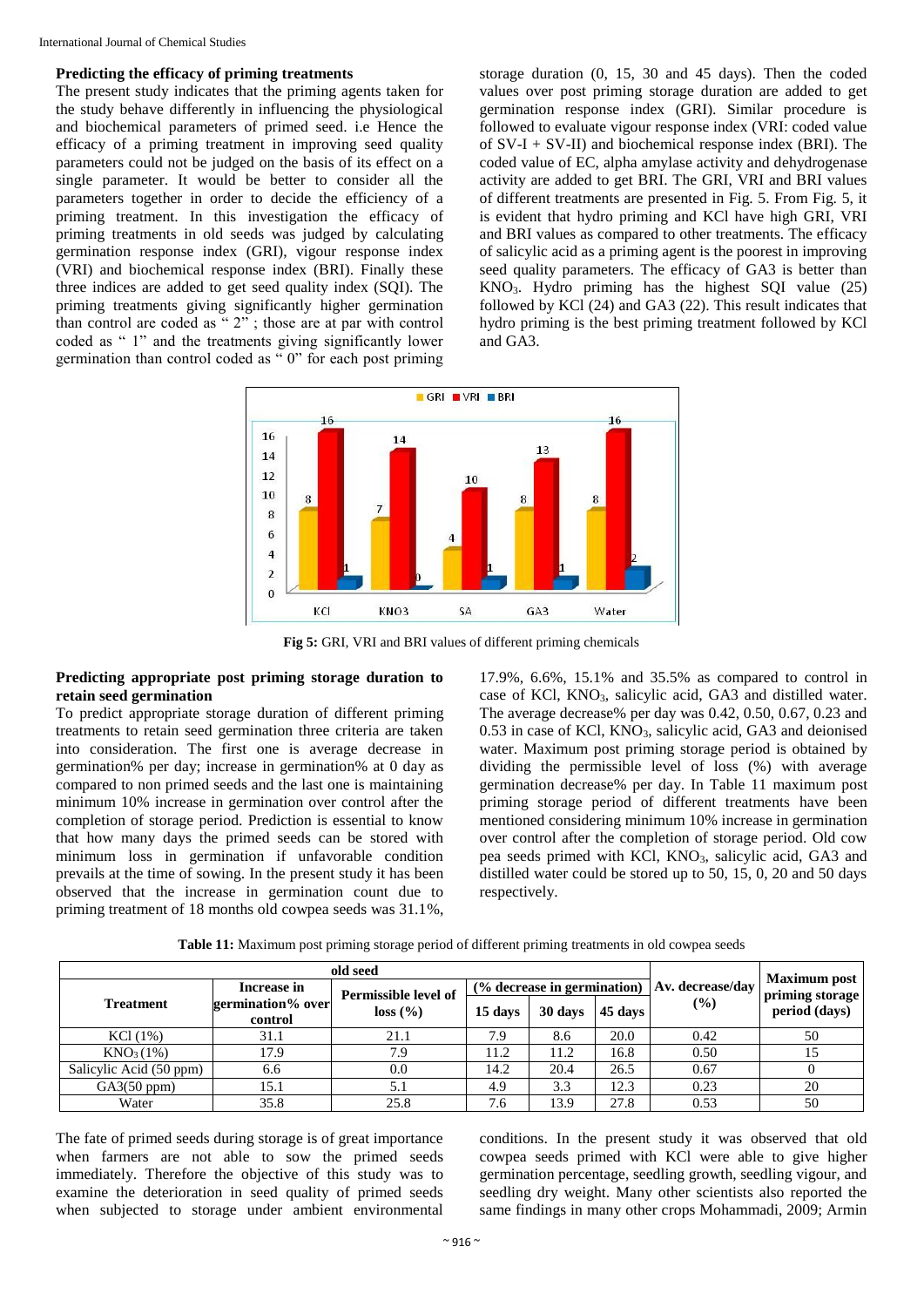## Predicting the efficacy of priming treatments

The present study indicates that the priming agents taken for the study behave differently in influencing the physiological and biochemical parameters of primed seed. i.e Hence the efficacy of a priming treatment in improving seed quality parameters could not be judged on the basis of its effect on a single parameter. It would be better to consider all the parameters together in order to decide the efficiency of a priming treatment. In this investigation the efficacy of priming treatments in old seeds was judged by calculating germination response index (GRI), vigour response index (VRI) and biochemical response index (BRI). Finally these three indices are added to get seed quality index (SQI). The priming treatments giving significantly higher germination than control are coded as " 2" ; those are at par with control coded as " 1" and the treatments giving significantly lower germination than control coded as " 0" for each post priming storage duration (0, 15, 30 and 45 days). Then the coded values over post priming storage duration are added to get germination response index (GRI). Similar procedure is followed to evaluate vigour response index (VRI: coded value of SV-I + SV-II) and biochemical response index (BRI). The coded value of EC, alpha amylase activity and dehydrogenase activity are added to get BRI. The GRI, VRI and BRI values of different treatments are presented in Fig. 5. From Fig. 5, it is evident that hydro priming and KCl have high GRI, VRI and BRI values as compared to other treatments. The efficacy of salicylic acid as a priming agent is the poorest in improving seed quality parameters. The efficacy of GA3 is better than $KNO_3$. Hydro priming has the highest SQI value (25) followed by KCl (24) and GA3 (22). This result indicates that hydro priming is the best priming treatment followed by KCl and GA3.

**Fig 5:** GRI, VRI and BRI values of different priming chemicals

## Predicting appropriate post priming storage duration to retain seed germination

To predict appropriate storage duration of different priming treatments to retain seed germination three criteria are taken into consideration. The first one is average decrease in germination% per day; increase in germination% at 0 day as compared to non primed seeds and the last one is maintaining minimum 10% increase in germination over control after the completion of storage period. Prediction is essential to know that how many days the primed seeds can be stored with minimum loss in germination if unfavorable condition prevails at the time of sowing. In the present study it has been observed that the increase in germination count due to priming treatment of 18 months old cowpea seeds was 31.1%, 17.9%, 6.6%, 15.1% and 35.5% as compared to control in case of KCl, $KNO_3$, salicylic acid, GA3 and distilled water. The average decrease% per day was 0.42, 0.50, 0.67, 0.23 and 0.53 in case of KCl, $KNO_3$, salicylic acid, GA3 and deionised water. Maximum post priming storage period is obtained by dividing the permissible level of loss (%) with average germination decrease% per day. In Table 11 maximum post priming storage period of different treatments have been mentioned considering minimum 10% increase in germination over control after the completion of storage period. Old cow pea seeds primed with KCl, $KNO_3$, salicylic acid, GA3 and distilled water could be stored up to 50, 15, 0, 20 and 50 days respectively.

**Table 11:** Maximum post priming storage period of different priming treatments in old cowpea seeds

| old seed | | | | | | | |
|---|---|---|---|---|---|---|---|
| Treatment | Increase in germination% over control | Permissible level of loss (%) | (% decrease in germination) | | | Av. decrease/day (%) | Maximum post priming storage period (days) |
| | | | 15 days | 30 days | 45 days | | |
| KCl (1%) | 31.1 | 21.1 | 7.9 | 8.6 | 20.0 | 0.42 | 50 |
| $KNO_3$ (1%) | 17.9 | 7.9 | 11.2 | 11.2 | 16.8 | 0.50 | 15 |
| Salicylic Acid (50 ppm) | 6.6 | 0.0 | 14.2 | 20.4 | 26.5 | 0.67 | 0 |
| GA3(50 ppm) | 15.1 | 5.1 | 4.9 | 3.3 | 12.3 | 0.23 | 20 |
| Water | 35.8 | 25.8 | 7.6 | 13.9 | 27.8 | 0.53 | 50 |

The fate of primed seeds during storage is of great importance when farmers are not able to sow the primed seeds immediately. Therefore the objective of this study was to examine the deterioration in seed quality of primed seeds when subjected to storage under ambient environmental conditions. In the present study it was observed that old cowpea seeds primed with KCl were able to give higher germination percentage, seedling growth, seedling vigour, and seedling dry weight. Many other scientists also reported the same findings in many other crops Mohammadi, 2009; Armin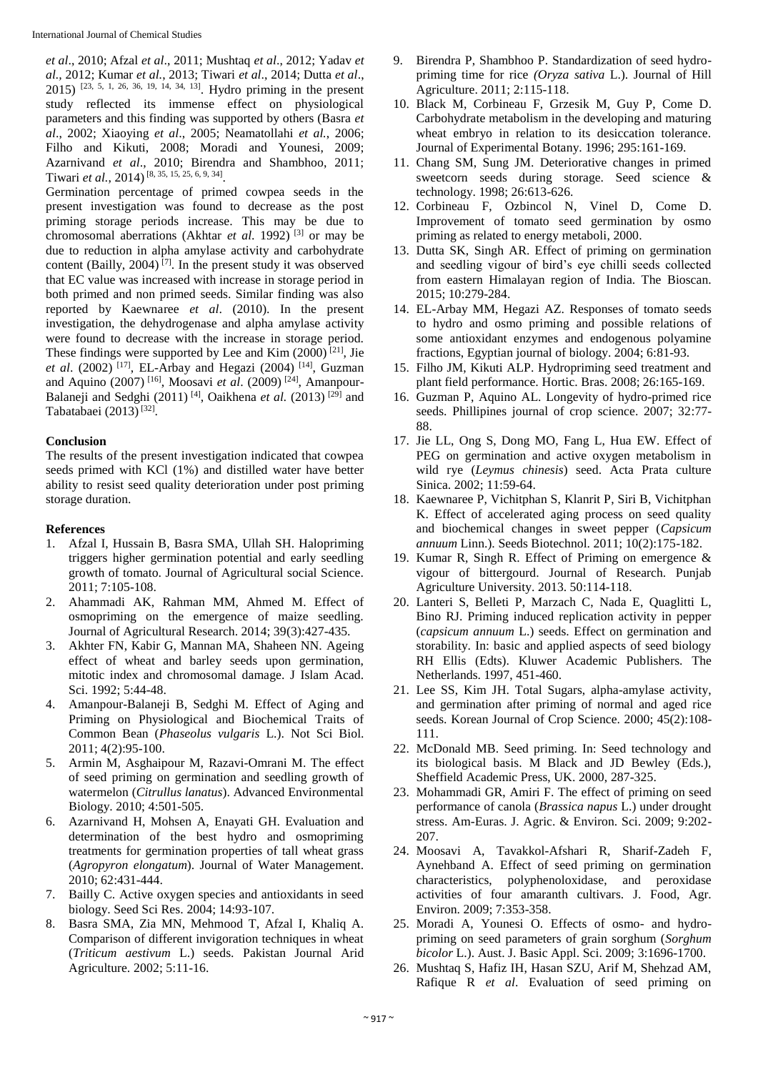*et al*., 2010; Afzal *et al*., 2011; Mushtaq *et al*., 2012; Yadav *et al.*, 2012; Kumar *et al.*, 2013; Tiwari *et al*., 2014; Dutta *et al*., 2015) [23, 5, 1, 26, 36, 19, 14, 34, 13]. Hydro priming in the present study reflected its immense effect on physiological parameters and this finding was supported by others (Basra *et al*., 2002; Xiaoying *et al*., 2005; Neamatollahi *et al.*, 2006; Filho and Kikuti, 2008; Moradi and Younesi, 2009; Azarnivand *et al*., 2010; Birendra and Shambhoo, 2011; Tiwari *et al.*, 2014) [8, 35, 15, 25, 6, 9, 34].

Germination percentage of primed cowpea seeds in the present investigation was found to decrease as the post priming storage periods increase. This may be due to chromosomal aberrations (Akhtar *et al*. 1992) [3] or may be due to reduction in alpha amylase activity and carbohydrate content (Bailly, 2004) [7]. In the present study it was observed that EC value was increased with increase in storage period in both primed and non primed seeds. Similar finding was also reported by Kaewnaree *et al*. (2010). In the present investigation, the dehydrogenase and alpha amylase activity were found to decrease with the increase in storage period. These findings were supported by Lee and Kim (2000) [21], Jie *et al*. (2002) [17], EL-Arbay and Hegazi (2004) [14], Guzman and Aquino (2007) [16], Moosavi *et al*. (2009) [24], Amanpour-Balaneji and Sedghi (2011) [4], Oaikhena *et al.* (2013) [29] and Tabatabaei (2013) [32].

## Conclusion

The results of the present investigation indicated that cowpea seeds primed with KCl (1%) and distilled water have better ability to resist seed quality deterioration under post priming storage duration.

## References

1. Afzal I, Hussain B, Basra SMA, Ullah SH. Halopriming triggers higher germination potential and early seedling growth of tomato. Journal of Agricultural social Science. 2011; 7:105-108.
2. Ahammadi AK, Rahman MM, Ahmed M. Effect of osmopriming on the emergence of maize seedling. Journal of Agricultural Research. 2014; 39(3):427-435.
3. Akhter FN, Kabir G, Mannan MA, Shaheen NN. Ageing effect of wheat and barley seeds upon germination, mitotic index and chromosomal damage. J Islam Acad. Sci. 1992; 5:44-48.
4. Amanpour-Balaneji B, Sedghi M. Effect of Aging and Priming on Physiological and Biochemical Traits of Common Bean (*Phaseolus vulgaris* L.). Not Sci Biol. 2011; 4(2):95-100.
5. Armin M, Asghaipour M, Razavi-Omrani M. The effect of seed priming on germination and seedling growth of watermelon (*Citrullus lanatus*). Advanced Environmental Biology. 2010; 4:501-505.
6. Azarnivand H, Mohsen A, Enayati GH. Evaluation and determination of the best hydro and osmopriming treatments for germination properties of tall wheat grass (*Agropyron elongatum*). Journal of Water Management. 2010; 62:431-444.
7. Bailly C. Active oxygen species and antioxidants in seed biology. Seed Sci Res. 2004; 14:93-107.
8. Basra SMA, Zia MN, Mehmood T, Afzal I, Khaliq A. Comparison of different invigoration techniques in wheat (*Triticum aestivum* L.) seeds. Pakistan Journal Arid Agriculture. 2002; 5:11-16.
9. Birendra P, Shambhoo P. Standardization of seed hydro-priming time for rice *(Oryza sativa* L.). Journal of Hill Agriculture. 2011; 2:115-118.
10. Black M, Corbineau F, Grzesik M, Guy P, Come D. Carbohydrate metabolism in the developing and maturing wheat embryo in relation to its desiccation tolerance. Journal of Experimental Botany. 1996; 295:161-169.
11. Chang SM, Sung JM. Deteriorative changes in primed sweetcorn seeds during storage. Seed science & technology. 1998; 26:613-626.
12. Corbineau F, Ozbincol N, Vinel D, Come D. Improvement of tomato seed germination by osmo priming as related to energy metaboli, 2000.
13. Dutta SK, Singh AR. Effect of priming on germination and seedling vigour of bird's eye chilli seeds collected from eastern Himalayan region of India. The Bioscan. 2015; 10:279-284.
14. EL-Arbay MM, Hegazi AZ. Responses of tomato seeds to hydro and osmo priming and possible relations of some antioxidant enzymes and endogenous polyamine fractions, Egyptian journal of biology. 2004; 6:81-93.
15. Filho JM, Kikuti ALP. Hydropriming seed treatment and plant field performance. Hortic. Bras. 2008; 26:165-169.
16. Guzman P, Aquino AL. Longevity of hydro-primed rice seeds. Phillipines journal of crop science. 2007; 32:77-88.
17. Jie LL, Ong S, Dong MO, Fang L, Hua EW. Effect of PEG on germination and active oxygen metabolism in wild rye (*Leymus chinesis*) seed. Acta Prata culture Sinica. 2002; 11:59-64.
18. Kaewnaree P, Vichitphan S, Klanrit P, Siri B, Vichitphan K. Effect of accelerated aging process on seed quality and biochemical changes in sweet pepper (*Capsicum annuum* Linn.). Seeds Biotechnol. 2011; 10(2):175-182.
19. Kumar R, Singh R. Effect of Priming on emergence & vigour of bittergourd. Journal of Research. Punjab Agriculture University. 2013. 50:114-118.
20. Lanteri S, Belleti P, Marzach C, Nada E, Quaglitti L, Bino RJ. Priming induced replication activity in pepper (*capsicum annuum* L.) seeds. Effect on germination and storability. In: basic and applied aspects of seed biology RH Ellis (Edts). Kluwer Academic Publishers. The Netherlands. 1997, 451-460.
21. Lee SS, Kim JH. Total Sugars, alpha-amylase activity, and germination after priming of normal and aged rice seeds. Korean Journal of Crop Science. 2000; 45(2):108-111.
22. McDonald MB. Seed priming. In: Seed technology and its biological basis. M Black and JD Bewley (Eds.), Sheffield Academic Press, UK. 2000, 287-325.
23. Mohammadi GR, Amiri F. The effect of priming on seed performance of canola (*Brassica napus* L.) under drought stress. Am-Euras. J. Agric. & Environ. Sci. 2009; 9:202-207.
24. Moosavi A, Tavakkol-Afshari R, Sharif-Zadeh F, Aynehband A. Effect of seed priming on germination characteristics, polyphenoloxidase, and peroxidase activities of four amaranth cultivars. J. Food, Agr. Environ. 2009; 7:353-358.
25. Moradi A, Younesi O. Effects of osmo- and hydro-priming on seed parameters of grain sorghum (*Sorghum bicolor* L.). Aust. J. Basic Appl. Sci. 2009; 3:1696-1700.
26. Mushtaq S, Hafiz IH, Hasan SZU, Arif M, Shehzad AM, Rafique R *et al*. Evaluation of seed priming on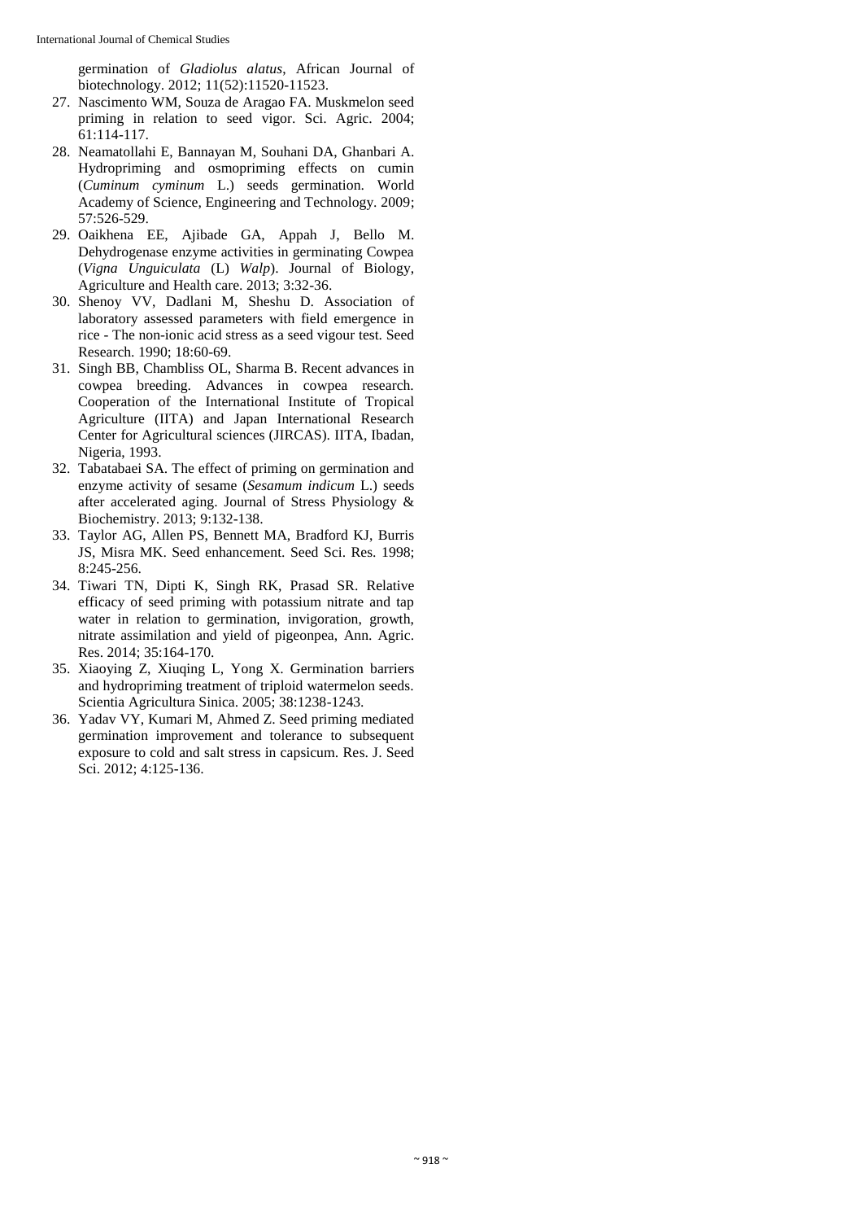germination of *Gladiolus alatus*, African Journal of biotechnology. 2012; 11(52):11520-11523.

27. Nascimento WM, Souza de Aragao FA. Muskmelon seed priming in relation to seed vigor. Sci. Agric. 2004; 61:114-117.
28. Neamatollahi E, Bannayan M, Souhani DA, Ghanbari A. Hydropriming and osmopriming effects on cumin (*Cuminum cyminum* L.) seeds germination. World Academy of Science, Engineering and Technology. 2009; 57:526-529.
29. Oaikhena EE, Ajibade GA, Appah J, Bello M. Dehydrogenase enzyme activities in germinating Cowpea (*Vigna Unguiculata* (L) *Walp*). Journal of Biology, Agriculture and Health care. 2013; 3:32-36.
30. Shenoy VV, Dadlani M, Sheshu D. Association of laboratory assessed parameters with field emergence in rice - The non-ionic acid stress as a seed vigour test. Seed Research. 1990; 18:60-69.
31. Singh BB, Chambliss OL, Sharma B. Recent advances in cowpea breeding. Advances in cowpea research. Cooperation of the International Institute of Tropical Agriculture (IITA) and Japan International Research Center for Agricultural sciences (JIRCAS). IITA, Ibadan, Nigeria, 1993.
32. Tabatabaei SA. The effect of priming on germination and enzyme activity of sesame (*Sesamum indicum* L.) seeds after accelerated aging. Journal of Stress Physiology & Biochemistry. 2013; 9:132-138.
33. Taylor AG, Allen PS, Bennett MA, Bradford KJ, Burris JS, Misra MK. Seed enhancement. Seed Sci. Res. 1998; 8:245-256.
34. Tiwari TN, Dipti K, Singh RK, Prasad SR. Relative efficacy of seed priming with potassium nitrate and tap water in relation to germination, invigoration, growth, nitrate assimilation and yield of pigeonpea, Ann. Agric. Res. 2014; 35:164-170.
35. Xiaoying Z, Xiuqing L, Yong X. Germination barriers and hydropriming treatment of triploid watermelon seeds. Scientia Agricultura Sinica. 2005; 38:1238-1243.
36. Yadav VY, Kumari M, Ahmed Z. Seed priming mediated germination improvement and tolerance to subsequent exposure to cold and salt stress in capsicum. Res. J. Seed Sci. 2012; 4:125-136.